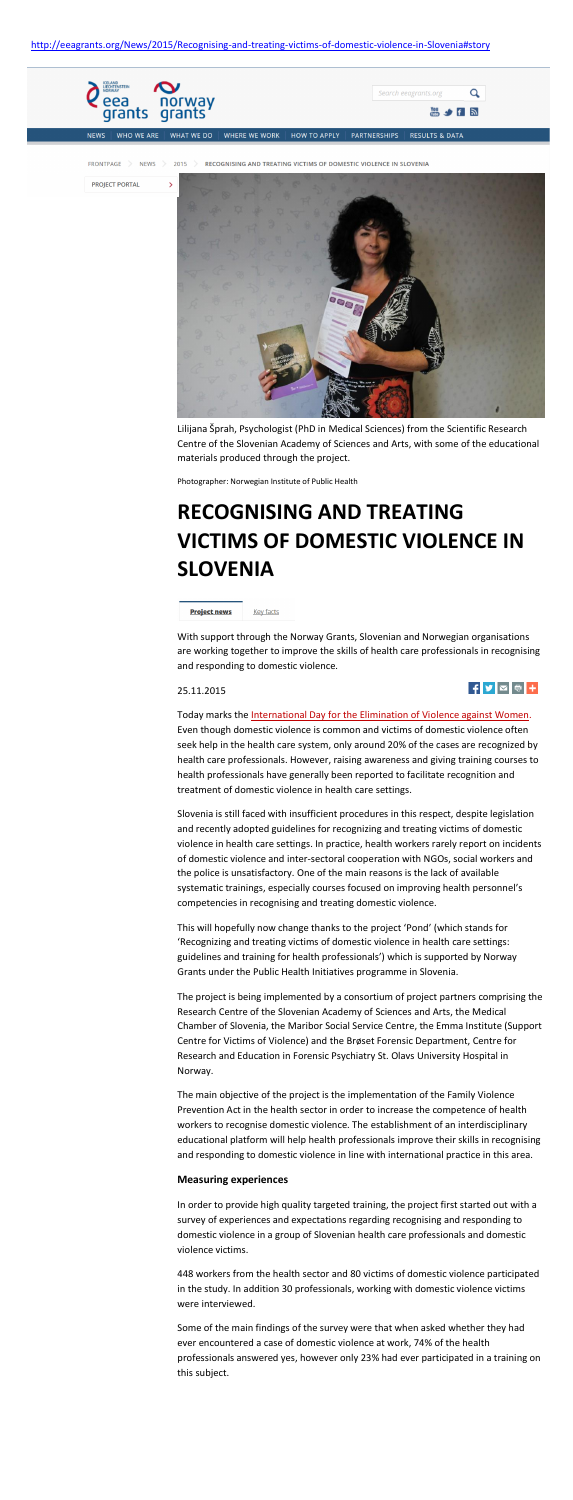http://eeagrants.org/News/2015/Recognising-and-treating-victims-of-domestic-violence-in-Slovenia#story

NEWS | WHO WE ARE | WHAT WE DO | WHERE WE WORK | HOW TO APPLY | PARTNERSHIPS | RESULTS & DATA

FRONTPAGE > NEWS > 2015 > RECOGNISING AND TREATING VICTIMS OF DOMESTIC VIOLENCE IN SLOVENIA

PROJECT PORTAL

Lilijana Šprah, Psychologist (PhD in Medical Sciences) from the Scientific Research Centre of the Slovenian Academy of Sciences and Arts, with some of the educational materials produced through the project.

Photographer: Norwegian Institute of Public Health

# RECOGNISING AND TREATING VICTIMS OF DOMESTIC VIOLENCE IN SLOVENIA

**Project news** Key facts

With support through the Norway Grants, Slovenian and Norwegian organisations are working together to improve the skills of health care professionals in recognising and responding to domestic violence.

25.11.2015

Today marks the International Day for the Elimination of Violence against Women. Even though domestic violence is common and victims of domestic violence often seek help in the health care system, only around 20% of the cases are recognized by health care professionals. However, raising awareness and giving training courses to health professionals have generally been reported to facilitate recognition and treatment of domestic violence in health care settings.

Slovenia is still faced with insufficient procedures in this respect, despite legislation and recently adopted guidelines for recognizing and treating victims of domestic violence in health care settings. In practice, health workers rarely report on incidents of domestic violence and inter-sectoral cooperation with NGOs, social workers and the police is unsatisfactory. One of the main reasons is the lack of available systematic trainings, especially courses focused on improving health personnel's competencies in recognising and treating domestic violence.

This will hopefully now change thanks to the project 'Pond' (which stands for 'Recognizing and treating victims of domestic violence in health care settings: guidelines and training for health professionals') which is supported by Norway Grants under the Public Health Initiatives programme in Slovenia.

The project is being implemented by a consortium of project partners comprising the Research Centre of the Slovenian Academy of Sciences and Arts, the Medical Chamber of Slovenia, the Maribor Social Service Centre, the Emma Institute (Support Centre for Victims of Violence) and the Brøset Forensic Department, Centre for Research and Education in Forensic Psychiatry St. Olavs University Hospital in Norway.

The main objective of the project is the implementation of the Family Violence Prevention Act in the health sector in order to increase the competence of health workers to recognise domestic violence. The establishment of an interdisciplinary educational platform will help health professionals improve their skills in recognising and responding to domestic violence in line with international practice in this area.

**Measuring experiences**

In order to provide high quality targeted training, the project first started out with a survey of experiences and expectations regarding recognising and responding to domestic violence in a group of Slovenian health care professionals and domestic violence victims.

448 workers from the health sector and 80 victims of domestic violence participated in the study. In addition 30 professionals, working with domestic violence victims were interviewed.

Some of the main findings of the survey were that when asked whether they had ever encountered a case of domestic violence at work, 74% of the health professionals answered yes, however only 23% had ever participated in a training on this subject.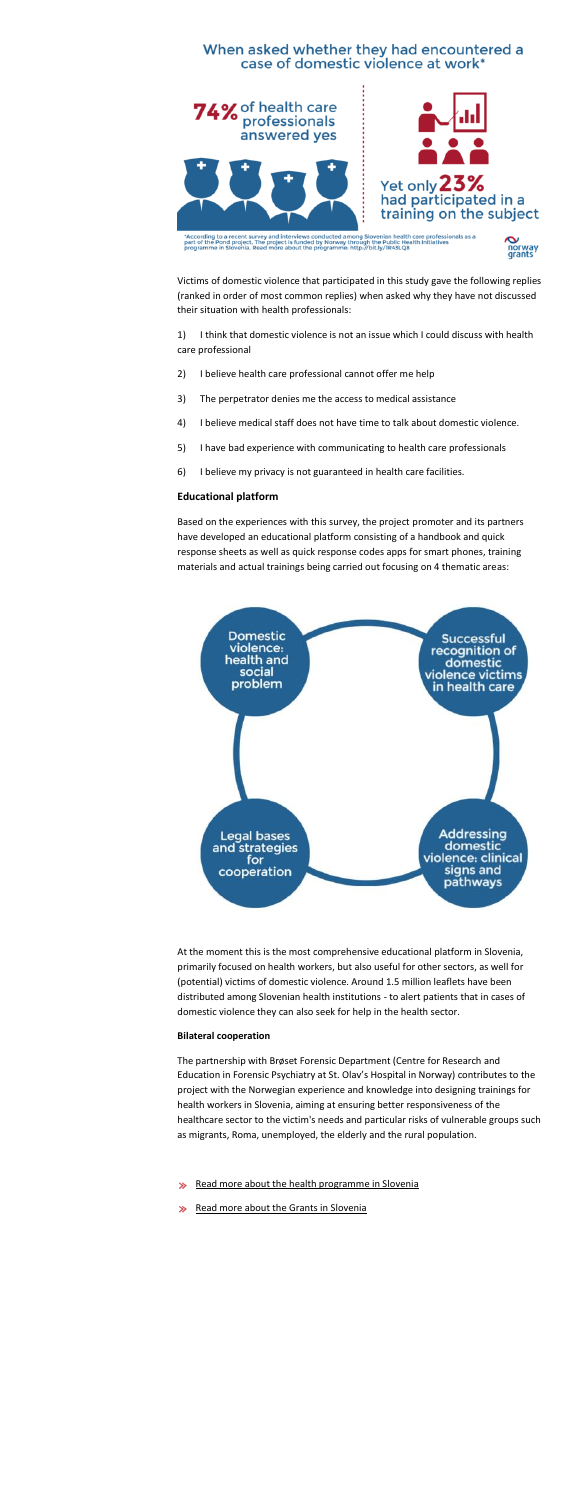When asked whether they had encountered a case of domestic violence at work*

74% of health care professionals answered yes

Yet only 23% had participated in a training on the subject

*According to a recent survey and interviews conducted among Slovenian health care professionals as a part of the Pond project. The project is funded by Norway through the Public Health Initiatives programme in Slovenia. Read more about the programme: http://bit.ly/1R45LQ8

norway grants

Victims of domestic violence that participated in this study gave the following replies (ranked in order of most common replies) when asked why they have not discussed their situation with health professionals:

1) I think that domestic violence is not an issue which I could discuss with health care professional

2) I believe health care professional cannot offer me help

3) The perpetrator denies me the access to medical assistance

4) I believe medical staff does not have time to talk about domestic violence.

5) I have bad experience with communicating to health care professionals

6) I believe my privacy is not guaranteed in health care facilities.

**Educational platform**

Based on the experiences with this survey, the project promoter and its partners have developed an educational platform consisting of a handbook and quick response sheets as well as quick response codes apps for smart phones, training materials and actual trainings being carried out focusing on 4 thematic areas:

Domestic violence: health and social problem

Successful recognition of domestic violence victims in health care

Legal bases and strategies for cooperation

Addressing domestic violence: clinical signs and pathways

At the moment this is the most comprehensive educational platform in Slovenia, primarily focused on health workers, but also useful for other sectors, as well for (potential) victims of domestic violence. Around 1.5 million leaflets have been distributed among Slovenian health institutions - to alert patients that in cases of domestic violence they can also seek for help in the health sector.

**Bilateral cooperation**

The partnership with Brøset Forensic Department (Centre for Research and Education in Forensic Psychiatry at St. Olav's Hospital in Norway) contributes to the project with the Norwegian experience and knowledge into designing trainings for health workers in Slovenia, aiming at ensuring better responsiveness of the healthcare sector to the victim's needs and particular risks of vulnerable groups such as migrants, Roma, unemployed, the elderly and the rural population.

- Read more about the health programme in Slovenia
- Read more about the Grants in Slovenia